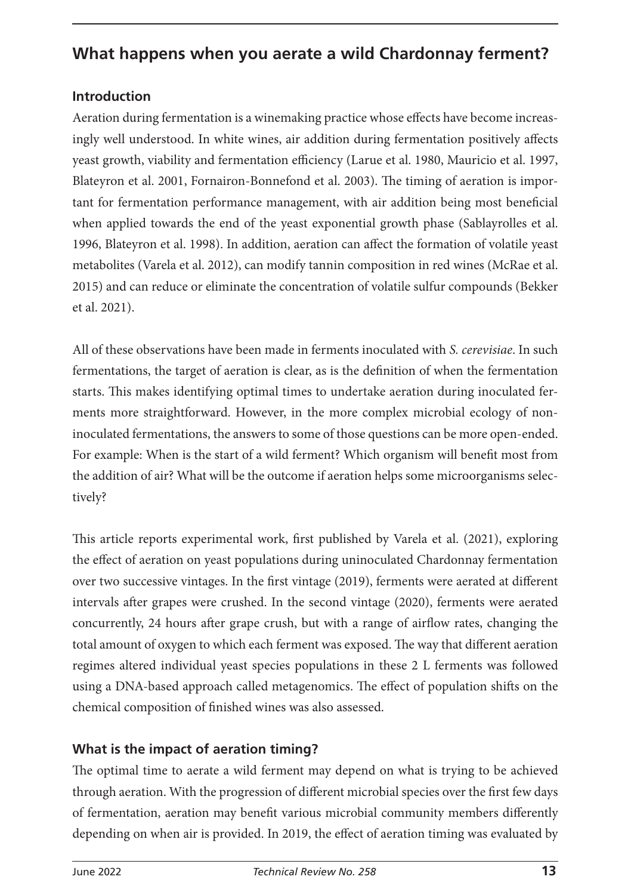## What happens when you aerate a wild Chardonnay ferment?

### Introduction

Aeration during fermentation is a winemaking practice whose effects have become increasingly well understood. In white wines, air addition during fermentation positively affects yeast growth, viability and fermentation efficiency (Larue et al. 1980, Mauricio et al. 1997, Blateyron et al. 2001, Fornairon-Bonnefond et al. 2003). The timing of aeration is important for fermentation performance management, with air addition being most beneficial when applied towards the end of the yeast exponential growth phase (Sablayrolles et al. 1996, Blateyron et al. 1998). In addition, aeration can affect the formation of volatile yeast metabolites (Varela et al. 2012), can modify tannin composition in red wines (McRae et al. 2015) and can reduce or eliminate the concentration of volatile sulfur compounds (Bekker et al. 2021).

All of these observations have been made in ferments inoculated with *S. cerevisiae*. In such fermentations, the target of aeration is clear, as is the definition of when the fermentation starts. This makes identifying optimal times to undertake aeration during inoculated ferments more straightforward. However, in the more complex microbial ecology of non-inoculated fermentations, the answers to some of those questions can be more open-ended. For example: When is the start of a wild ferment? Which organism will benefit most from the addition of air? What will be the outcome if aeration helps some microorganisms selectively?

This article reports experimental work, first published by Varela et al. (2021), exploring the effect of aeration on yeast populations during uninoculated Chardonnay fermentation over two successive vintages. In the first vintage (2019), ferments were aerated at different intervals after grapes were crushed. In the second vintage (2020), ferments were aerated concurrently, 24 hours after grape crush, but with a range of airflow rates, changing the total amount of oxygen to which each ferment was exposed. The way that different aeration regimes altered individual yeast species populations in these 2 L ferments was followed using a DNA-based approach called metagenomics. The effect of population shifts on the chemical composition of finished wines was also assessed.

### What is the impact of aeration timing?

The optimal time to aerate a wild ferment may depend on what is trying to be achieved through aeration. With the progression of different microbial species over the first few days of fermentation, aeration may benefit various microbial community members differently depending on when air is provided. In 2019, the effect of aeration timing was evaluated by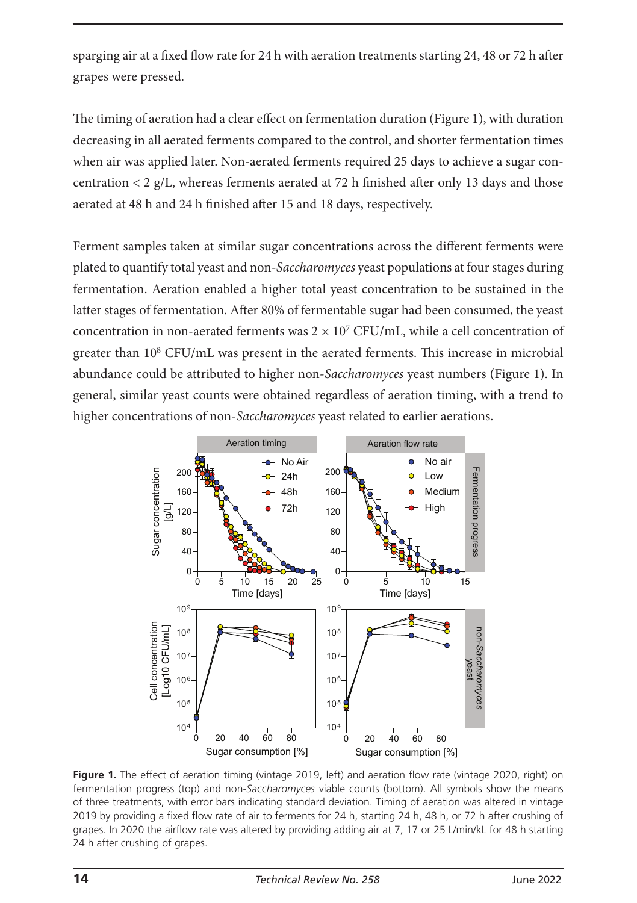sparging air at a fixed flow rate for 24 h with aeration treatments starting 24, 48 or 72 h after grapes were pressed.

The timing of aeration had a clear effect on fermentation duration (Figure 1), with duration decreasing in all aerated ferments compared to the control, and shorter fermentation times when air was applied later. Non-aerated ferments required 25 days to achieve a sugar concentration < 2 g/L, whereas ferments aerated at 72 h finished after only 13 days and those aerated at 48 h and 24 h finished after 15 and 18 days, respectively.

Ferment samples taken at similar sugar concentrations across the different ferments were plated to quantify total yeast and non-*Saccharomyces* yeast populations at four stages during fermentation. Aeration enabled a higher total yeast concentration to be sustained in the latter stages of fermentation. After 80% of fermentable sugar had been consumed, the yeast concentration in non-aerated ferments was $2 \times 10^7$ CFU/mL, while a cell concentration of greater than $10^8$ CFU/mL was present in the aerated ferments. This increase in microbial abundance could be attributed to higher non-*Saccharomyces* yeast numbers (Figure 1). In general, similar yeast counts were obtained regardless of aeration timing, with a trend to higher concentrations of non-*Saccharomyces* yeast related to earlier aerations.

**Figure 1.** The effect of aeration timing (vintage 2019, left) and aeration flow rate (vintage 2020, right) on fermentation progress (top) and non-*Saccharomyces* viable counts (bottom). All symbols show the means of three treatments, with error bars indicating standard deviation. Timing of aeration was altered in vintage 2019 by providing a fixed flow rate of air to ferments for 24 h, starting 24 h, 48 h, or 72 h after crushing of grapes. In 2020 the airflow rate was altered by providing adding air at 7, 17 or 25 L/min/kL for 48 h starting 24 h after crushing of grapes.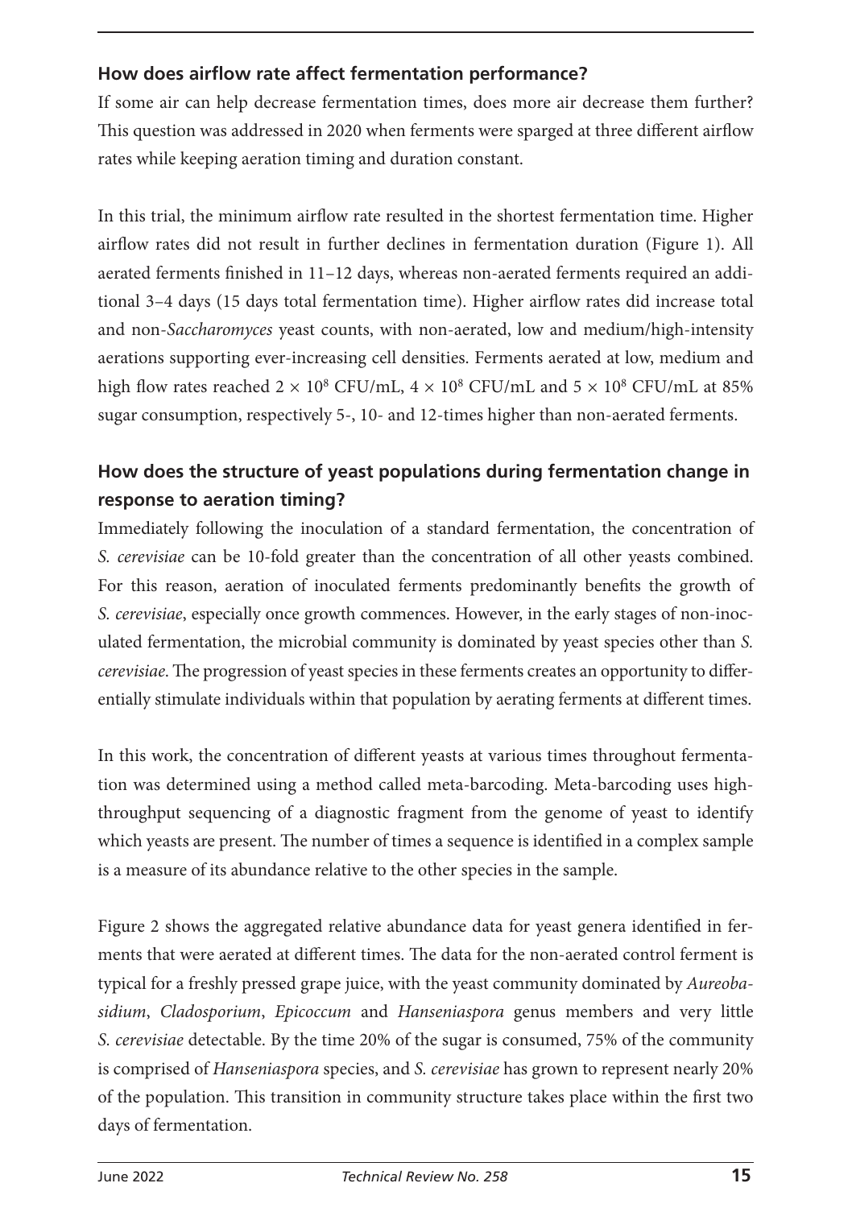### How does airflow rate affect fermentation performance?

If some air can help decrease fermentation times, does more air decrease them further? This question was addressed in 2020 when ferments were sparged at three different airflow rates while keeping aeration timing and duration constant.

In this trial, the minimum airflow rate resulted in the shortest fermentation time. Higher airflow rates did not result in further declines in fermentation duration (Figure 1). All aerated ferments finished in 11–12 days, whereas non-aerated ferments required an additional 3–4 days (15 days total fermentation time). Higher airflow rates did increase total and non-*Saccharomyces* yeast counts, with non-aerated, low and medium/high-intensity aerations supporting ever-increasing cell densities. Ferments aerated at low, medium and high flow rates reached $2 \times 10^8$ CFU/mL, $4 \times 10^8$ CFU/mL and $5 \times 10^8$ CFU/mL at 85% sugar consumption, respectively 5-, 10- and 12-times higher than non-aerated ferments.

### How does the structure of yeast populations during fermentation change in response to aeration timing?

Immediately following the inoculation of a standard fermentation, the concentration of *S. cerevisiae* can be 10-fold greater than the concentration of all other yeasts combined. For this reason, aeration of inoculated ferments predominantly benefits the growth of *S. cerevisiae*, especially once growth commences. However, in the early stages of non-inoculated fermentation, the microbial community is dominated by yeast species other than *S. cerevisiae*. The progression of yeast species in these ferments creates an opportunity to differentially stimulate individuals within that population by aerating ferments at different times.

In this work, the concentration of different yeasts at various times throughout fermentation was determined using a method called meta-barcoding. Meta-barcoding uses high-throughput sequencing of a diagnostic fragment from the genome of yeast to identify which yeasts are present. The number of times a sequence is identified in a complex sample is a measure of its abundance relative to the other species in the sample.

Figure 2 shows the aggregated relative abundance data for yeast genera identified in ferments that were aerated at different times. The data for the non-aerated control ferment is typical for a freshly pressed grape juice, with the yeast community dominated by *Aureobasidium*, *Cladosporium*, *Epicoccum* and *Hanseniaspora* genus members and very little *S. cerevisiae* detectable. By the time 20% of the sugar is consumed, 75% of the community is comprised of *Hanseniaspora* species, and *S. cerevisiae* has grown to represent nearly 20% of the population. This transition in community structure takes place within the first two days of fermentation.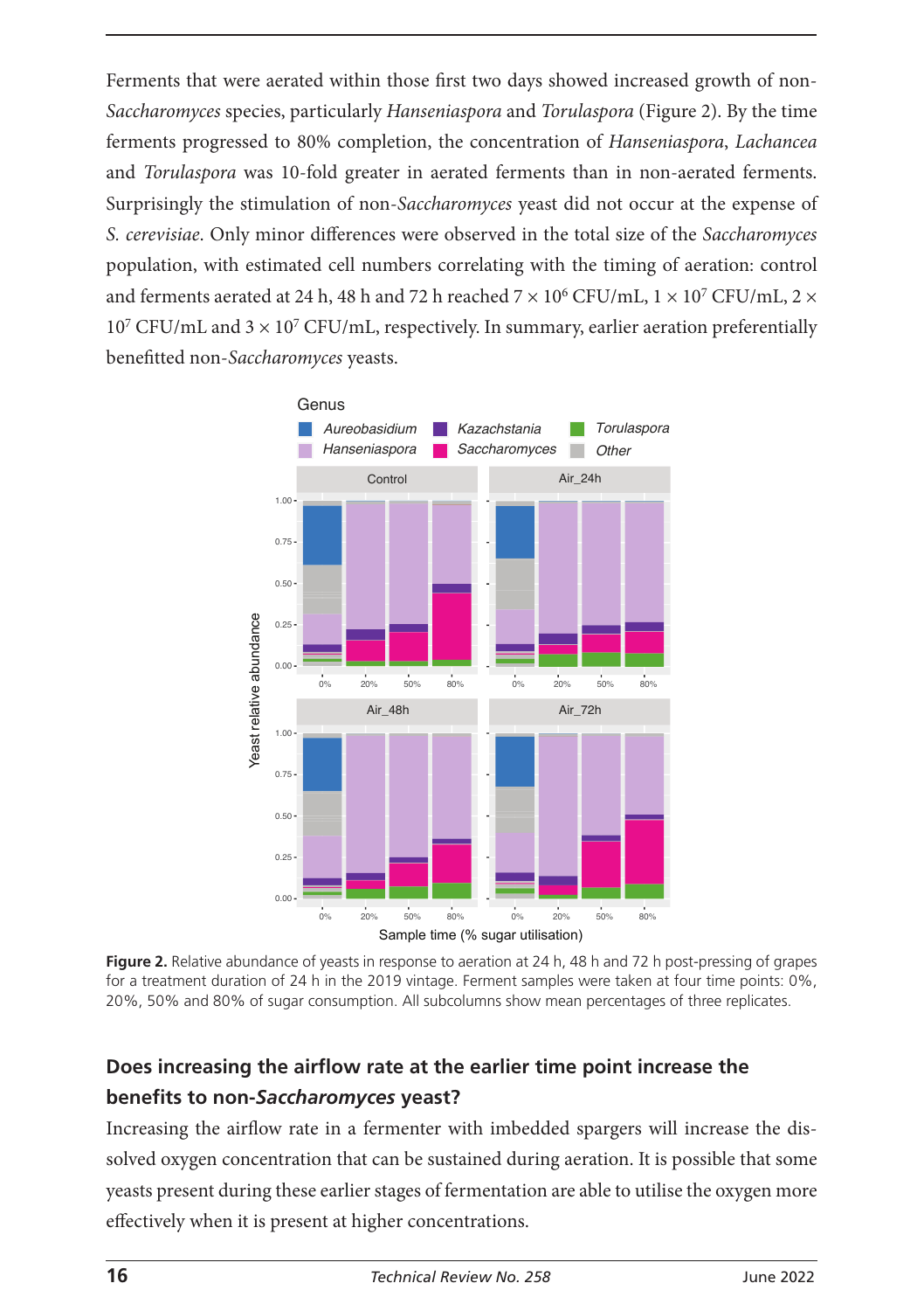Ferments that were aerated within those first two days showed increased growth of non-*Saccharomyces* species, particularly *Hanseniaspora* and *Torulaspora* (Figure 2). By the time ferments progressed to 80% completion, the concentration of *Hanseniaspora*, *Lachancea* and *Torulaspora* was 10-fold greater in aerated ferments than in non-aerated ferments. Surprisingly the stimulation of non-*Saccharomyces* yeast did not occur at the expense of *S. cerevisiae*. Only minor differences were observed in the total size of the *Saccharomyces* population, with estimated cell numbers correlating with the timing of aeration: control and ferments aerated at 24 h, 48 h and 72 h reached $7 \times 10^6$ CFU/mL, $1 \times 10^7$ CFU/mL, $2 \times 10^7$ CFU/mL and $3 \times 10^7$ CFU/mL, respectively. In summary, earlier aeration preferentially benefitted non-*Saccharomyces* yeasts.

**Figure 2.** Relative abundance of yeasts in response to aeration at 24 h, 48 h and 72 h post-pressing of grapes for a treatment duration of 24 h in the 2019 vintage. Ferment samples were taken at four time points: 0%, 20%, 50% and 80% of sugar consumption. All subcolumns show mean percentages of three replicates.

## Does increasing the airflow rate at the earlier time point increase the benefits to non-*Saccharomyces* yeast?

Increasing the airflow rate in a fermenter with imbedded spargers will increase the dissolved oxygen concentration that can be sustained during aeration. It is possible that some yeasts present during these earlier stages of fermentation are able to utilise the oxygen more effectively when it is present at higher concentrations.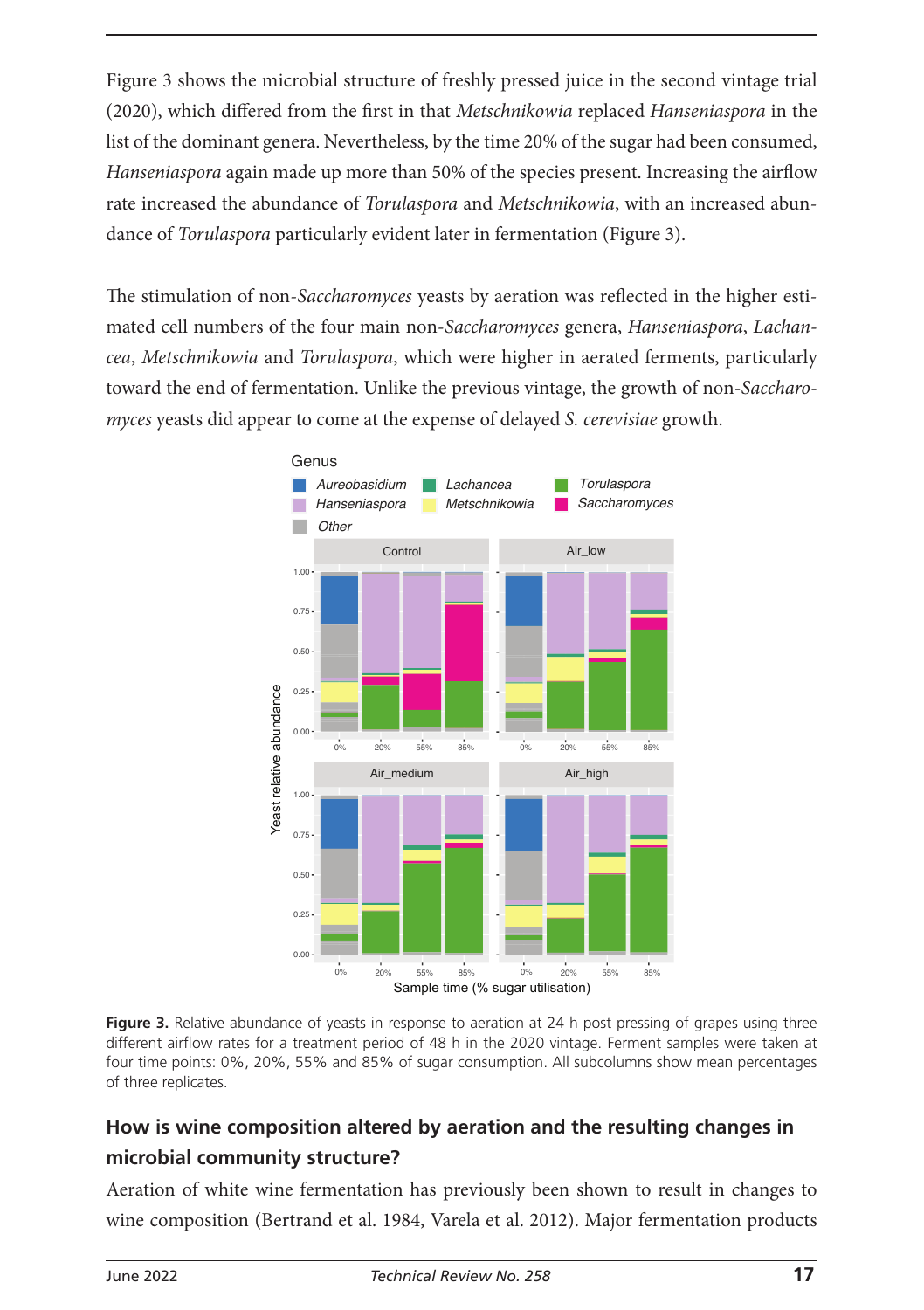Figure 3 shows the microbial structure of freshly pressed juice in the second vintage trial (2020), which differed from the first in that *Metschnikowia* replaced *Hanseniaspora* in the list of the dominant genera. Nevertheless, by the time 20% of the sugar had been consumed, *Hanseniaspora* again made up more than 50% of the species present. Increasing the airflow rate increased the abundance of *Torulaspora* and *Metschnikowia*, with an increased abundance of *Torulaspora* particularly evident later in fermentation (Figure 3).

The stimulation of non-*Saccharomyces* yeasts by aeration was reflected in the higher estimated cell numbers of the four main non-*Saccharomyces* genera, *Hanseniaspora*, *Lachancea*, *Metschnikowia* and *Torulaspora*, which were higher in aerated ferments, particularly toward the end of fermentation. Unlike the previous vintage, the growth of non-*Saccharomyces* yeasts did appear to come at the expense of delayed *S. cerevisiae* growth.

**Figure 3.** Relative abundance of yeasts in response to aeration at 24 h post pressing of grapes using three different airflow rates for a treatment period of 48 h in the 2020 vintage. Ferment samples were taken at four time points: 0%, 20%, 55% and 85% of sugar consumption. All subcolumns show mean percentages of three replicates.

## How is wine composition altered by aeration and the resulting changes in microbial community structure?

Aeration of white wine fermentation has previously been shown to result in changes to wine composition (Bertrand et al. 1984, Varela et al. 2012). Major fermentation products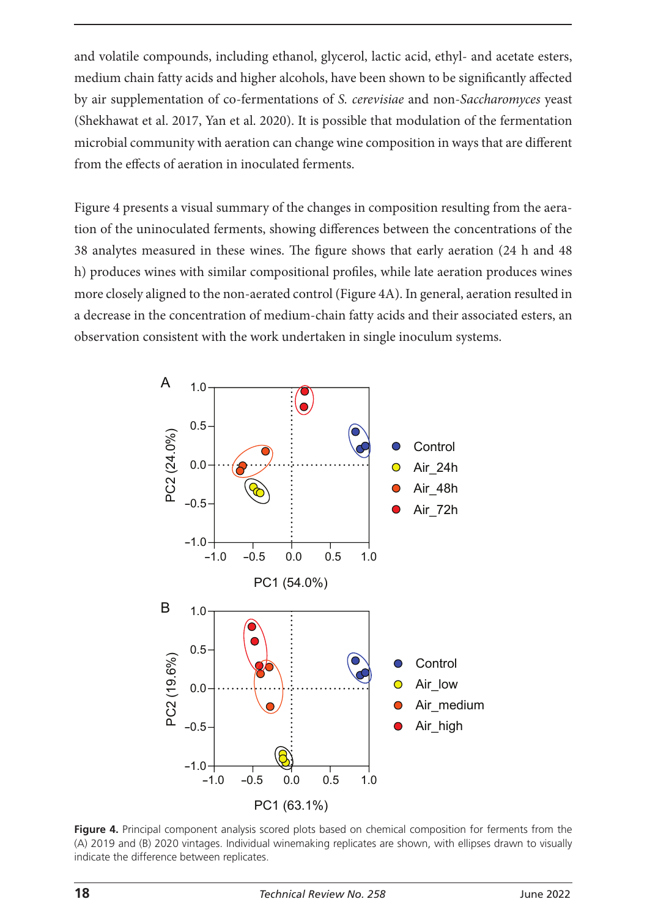and volatile compounds, including ethanol, glycerol, lactic acid, ethyl- and acetate esters, medium chain fatty acids and higher alcohols, have been shown to be significantly affected by air supplementation of co-fermentations of *S. cerevisiae* and non-*Saccharomyces* yeast (Shekhawat et al. 2017, Yan et al. 2020). It is possible that modulation of the fermentation microbial community with aeration can change wine composition in ways that are different from the effects of aeration in inoculated ferments.

Figure 4 presents a visual summary of the changes in composition resulting from the aeration of the uninoculated ferments, showing differences between the concentrations of the 38 analytes measured in these wines. The figure shows that early aeration (24 h and 48 h) produces wines with similar compositional profiles, while late aeration produces wines more closely aligned to the non-aerated control (Figure 4A). In general, aeration resulted in a decrease in the concentration of medium-chain fatty acids and their associated esters, an observation consistent with the work undertaken in single inoculum systems.

**Figure 4.** Principal component analysis scored plots based on chemical composition for ferments from the (A) 2019 and (B) 2020 vintages. Individual winemaking replicates are shown, with ellipses drawn to visually indicate the difference between replicates.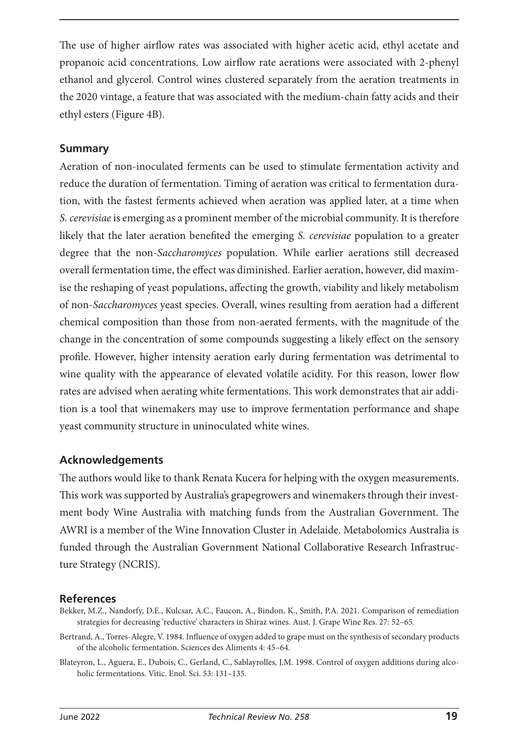The use of higher airflow rates was associated with higher acetic acid, ethyl acetate and propanoic acid concentrations. Low airflow rate aerations were associated with 2-phenyl ethanol and glycerol. Control wines clustered separately from the aeration treatments in the 2020 vintage, a feature that was associated with the medium-chain fatty acids and their ethyl esters (Figure 4B).

## Summary

Aeration of non-inoculated ferments can be used to stimulate fermentation activity and reduce the duration of fermentation. Timing of aeration was critical to fermentation duration, with the fastest ferments achieved when aeration was applied later, at a time when *S. cerevisiae* is emerging as a prominent member of the microbial community. It is therefore likely that the later aeration benefited the emerging *S. cerevisiae* population to a greater degree that the non-*Saccharomyces* population. While earlier aerations still decreased overall fermentation time, the effect was diminished. Earlier aeration, however, did maximise the reshaping of yeast populations, affecting the growth, viability and likely metabolism of non-*Saccharomyces* yeast species. Overall, wines resulting from aeration had a different chemical composition than those from non-aerated ferments, with the magnitude of the change in the concentration of some compounds suggesting a likely effect on the sensory profile. However, higher intensity aeration early during fermentation was detrimental to wine quality with the appearance of elevated volatile acidity. For this reason, lower flow rates are advised when aerating white fermentations. This work demonstrates that air addition is a tool that winemakers may use to improve fermentation performance and shape yeast community structure in uninoculated white wines.

## Acknowledgements

The authors would like to thank Renata Kucera for helping with the oxygen measurements. This work was supported by Australia's grapegrowers and winemakers through their investment body Wine Australia with matching funds from the Australian Government. The AWRI is a member of the Wine Innovation Cluster in Adelaide. Metabolomics Australia is funded through the Australian Government National Collaborative Research Infrastructure Strategy (NCRIS).

## References

Bekker, M.Z., Nandorfy, D.E., Kulcsar, A.C., Faucon, A., Bindon, K., Smith, P.A. 2021. Comparison of remediation strategies for decreasing 'reductive' characters in Shiraz wines. Aust. J. Grape Wine Res. 27: 52–65.

Bertrand, A., Torres-Alegre, V. 1984. Influence of oxygen added to grape must on the synthesis of secondary products of the alcoholic fermentation. Sciences des Aliments 4: 45–64.

Blateyron, L., Aguera, E., Dubois, C., Gerland, C., Sablayrolles, J.M. 1998. Control of oxygen additions during alcoholic fermentations. Vitic. Enol. Sci. 53: 131–135.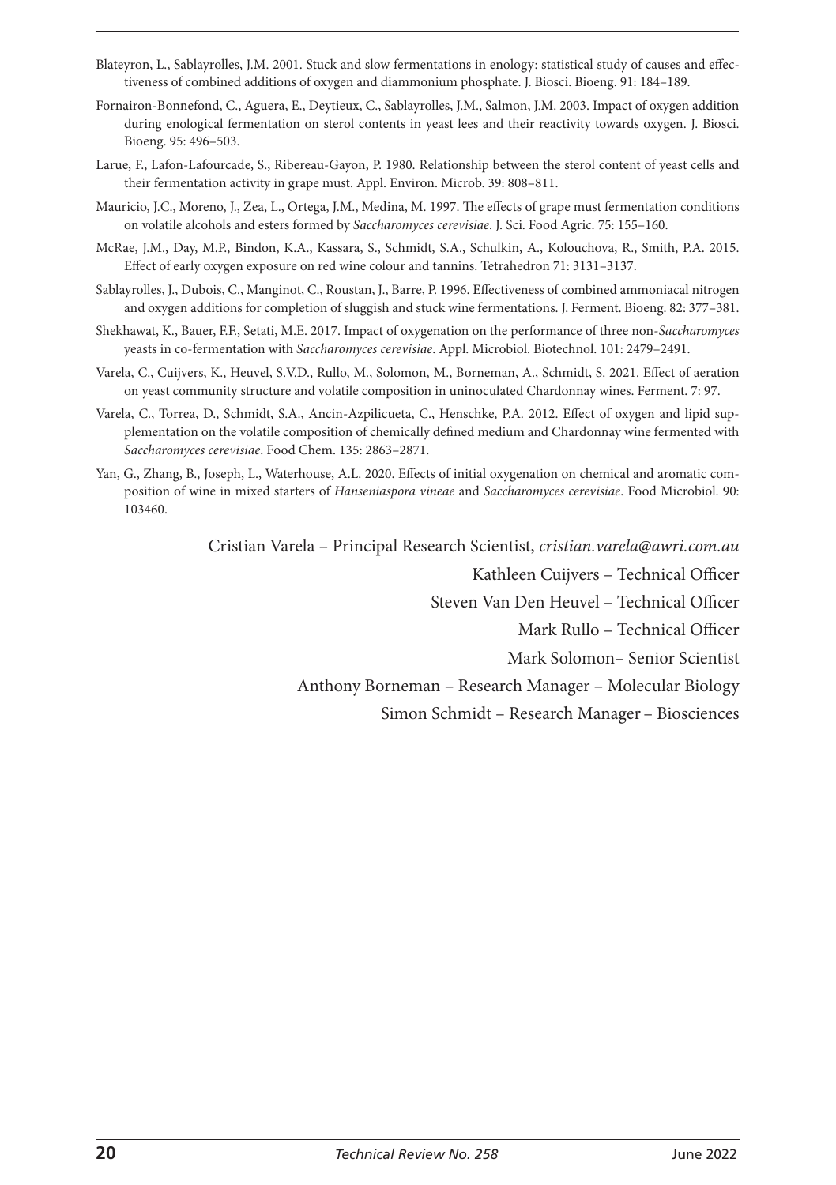Blateyron, L., Sablayrolles, J.M. 2001. Stuck and slow fermentations in enology: statistical study of causes and effectiveness of combined additions of oxygen and diammonium phosphate. J. Biosci. Bioeng. 91: 184–189.

Fornairon-Bonnefond, C., Aguera, E., Deytieux, C., Sablayrolles, J.M., Salmon, J.M. 2003. Impact of oxygen addition during enological fermentation on sterol contents in yeast lees and their reactivity towards oxygen. J. Biosci. Bioeng. 95: 496–503.

Larue, F., Lafon-Lafourcade, S., Ribereau-Gayon, P. 1980. Relationship between the sterol content of yeast cells and their fermentation activity in grape must. Appl. Environ. Microb. 39: 808–811.

Mauricio, J.C., Moreno, J., Zea, L., Ortega, J.M., Medina, M. 1997. The effects of grape must fermentation conditions on volatile alcohols and esters formed by *Saccharomyces cerevisiae*. J. Sci. Food Agric. 75: 155–160.

McRae, J.M., Day, M.P., Bindon, K.A., Kassara, S., Schmidt, S.A., Schulkin, A., Kolouchova, R., Smith, P.A. 2015. Effect of early oxygen exposure on red wine colour and tannins. Tetrahedron 71: 3131–3137.

Sablayrolles, J., Dubois, C., Manginot, C., Roustan, J., Barre, P. 1996. Effectiveness of combined ammoniacal nitrogen and oxygen additions for completion of sluggish and stuck wine fermentations. J. Ferment. Bioeng. 82: 377–381.

Shekhawat, K., Bauer, F.F., Setati, M.E. 2017. Impact of oxygenation on the performance of three non-*Saccharomyces* yeasts in co-fermentation with *Saccharomyces cerevisiae*. Appl. Microbiol. Biotechnol. 101: 2479–2491.

Varela, C., Cuijvers, K., Heuvel, S.V.D., Rullo, M., Solomon, M., Borneman, A., Schmidt, S. 2021. Effect of aeration on yeast community structure and volatile composition in uninoculated Chardonnay wines. Ferment. 7: 97.

Varela, C., Torrea, D., Schmidt, S.A., Ancin-Azpilicueta, C., Henschke, P.A. 2012. Effect of oxygen and lipid supplementation on the volatile composition of chemically defined medium and Chardonnay wine fermented with *Saccharomyces cerevisiae*. Food Chem. 135: 2863–2871.

Yan, G., Zhang, B., Joseph, L., Waterhouse, A.L. 2020. Effects of initial oxygenation on chemical and aromatic composition of wine in mixed starters of *Hanseniaspora vineae* and *Saccharomyces cerevisiae*. Food Microbiol. 90: 103460.

Cristian Varela – Principal Research Scientist, *cristian.varela@awri.com.au*

Kathleen Cuijvers – Technical Officer

Steven Van Den Heuvel – Technical Officer

Mark Rullo – Technical Officer

Mark Solomon– Senior Scientist

Anthony Borneman – Research Manager – Molecular Biology

Simon Schmidt – Research Manager – Biosciences